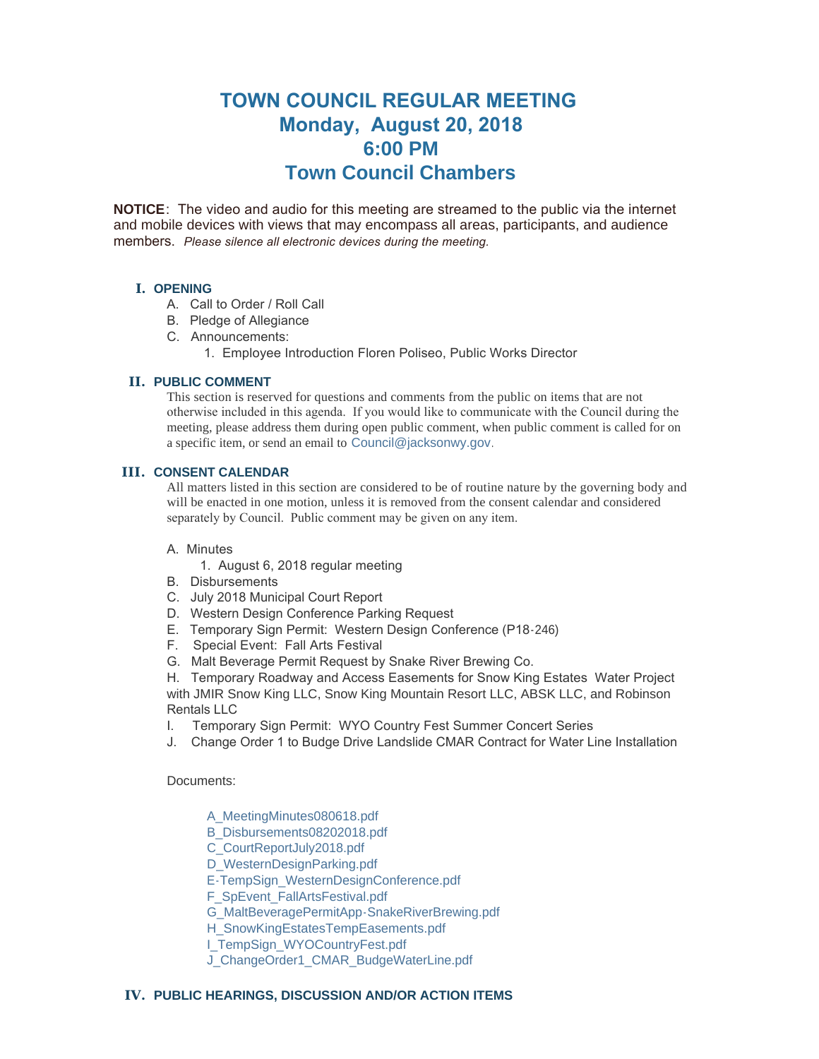# TOWN COUNCIL REGULAR MEETING
# Monday, August 20, 2018
# 6:00 PM
# Town Council Chambers

**NOTICE**: The video and audio for this meeting are streamed to the public via the internet and mobile devices with views that may encompass all areas, participants, and audience members. *Please silence all electronic devices during the meeting.*

## I. OPENING

A. Call to Order / Roll Call

B. Pledge of Allegiance

C. Announcements:

1. Employee Introduction Floren Poliseo, Public Works Director

## II. PUBLIC COMMENT

This section is reserved for questions and comments from the public on items that are not otherwise included in this agenda. If you would like to communicate with the Council during the meeting, please address them during open public comment, when public comment is called for on a specific item, or send an email to Council@jacksonwy.gov.

## III. CONSENT CALENDAR

All matters listed in this section are considered to be of routine nature by the governing body and will be enacted in one motion, unless it is removed from the consent calendar and considered separately by Council. Public comment may be given on any item.

A. Minutes

1. August 6, 2018 regular meeting

B. Disbursements

C. July 2018 Municipal Court Report

D. Western Design Conference Parking Request

E. Temporary Sign Permit: Western Design Conference (P18-246)

F. Special Event: Fall Arts Festival

G. Malt Beverage Permit Request by Snake River Brewing Co.

H. Temporary Roadway and Access Easements for Snow King Estates Water Project with JMIR Snow King LLC, Snow King Mountain Resort LLC, ABSK LLC, and Robinson Rentals LLC

I. Temporary Sign Permit: WYO Country Fest Summer Concert Series

J. Change Order 1 to Budge Drive Landslide CMAR Contract for Water Line Installation

Documents:

A_MeetingMinutes080618.pdf
B_Disbursements08202018.pdf
C_CourtReportJuly2018.pdf
D_WesternDesignParking.pdf
E-TempSign_WesternDesignConference.pdf
F_SpEvent_FallArtsFestival.pdf
G_MaltBeveragePermitApp-SnakeRiverBrewing.pdf
H_SnowKingEstatesTempEasements.pdf
I_TempSign_WYOCountryFest.pdf
J_ChangeOrder1_CMAR_BudgeWaterLine.pdf

## IV. PUBLIC HEARINGS, DISCUSSION AND/OR ACTION ITEMS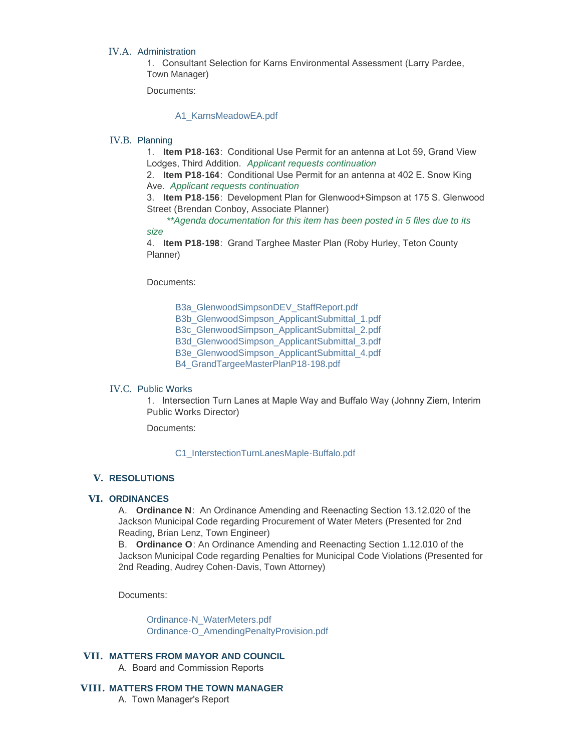### IV.A. Administration

1. Consultant Selection for Karns Environmental Assessment (Larry Pardee, Town Manager)

Documents:

A1_KarnsMeadowEA.pdf

### IV.B. Planning

1. **Item P18-163**: Conditional Use Permit for an antenna at Lot 59, Grand View Lodges, Third Addition. *Applicant requests continuation*
2. **Item P18-164**: Conditional Use Permit for an antenna at 402 E. Snow King Ave. *Applicant requests continuation*
3. **Item P18-156**: Development Plan for Glenwood+Simpson at 175 S. Glenwood Street (Brendan Conboy, Associate Planner)
   *\*\*Agenda documentation for this item has been posted in 5 files due to its size*
4. **Item P18-198**: Grand Targhee Master Plan (Roby Hurley, Teton County Planner)

Documents:

B3a_GlenwoodSimpsonDEV_StaffReport.pdf
B3b_GlenwoodSimpson_ApplicantSubmittal_1.pdf
B3c_GlenwoodSimpson_ApplicantSubmittal_2.pdf
B3d_GlenwoodSimpson_ApplicantSubmittal_3.pdf
B3e_GlenwoodSimpson_ApplicantSubmittal_4.pdf
B4_GrandTargeeMasterPlanP18-198.pdf

### IV.C. Public Works

1. Intersection Turn Lanes at Maple Way and Buffalo Way (Johnny Ziem, Interim Public Works Director)

Documents:

C1_InterstectionTurnLanesMaple-Buffalo.pdf

## V. RESOLUTIONS

## VI. ORDINANCES

A. **Ordinance N**: An Ordinance Amending and Reenacting Section 13.12.020 of the Jackson Municipal Code regarding Procurement of Water Meters (Presented for 2nd Reading, Brian Lenz, Town Engineer)
B. **Ordinance O**: An Ordinance Amending and Reenacting Section 1.12.010 of the Jackson Municipal Code regarding Penalties for Municipal Code Violations (Presented for 2nd Reading, Audrey Cohen-Davis, Town Attorney)

Documents:

Ordinance-N_WaterMeters.pdf
Ordinance-O_AmendingPenaltyProvision.pdf

## VII. MATTERS FROM MAYOR AND COUNCIL

A. Board and Commission Reports

## VIII. MATTERS FROM THE TOWN MANAGER

A. Town Manager's Report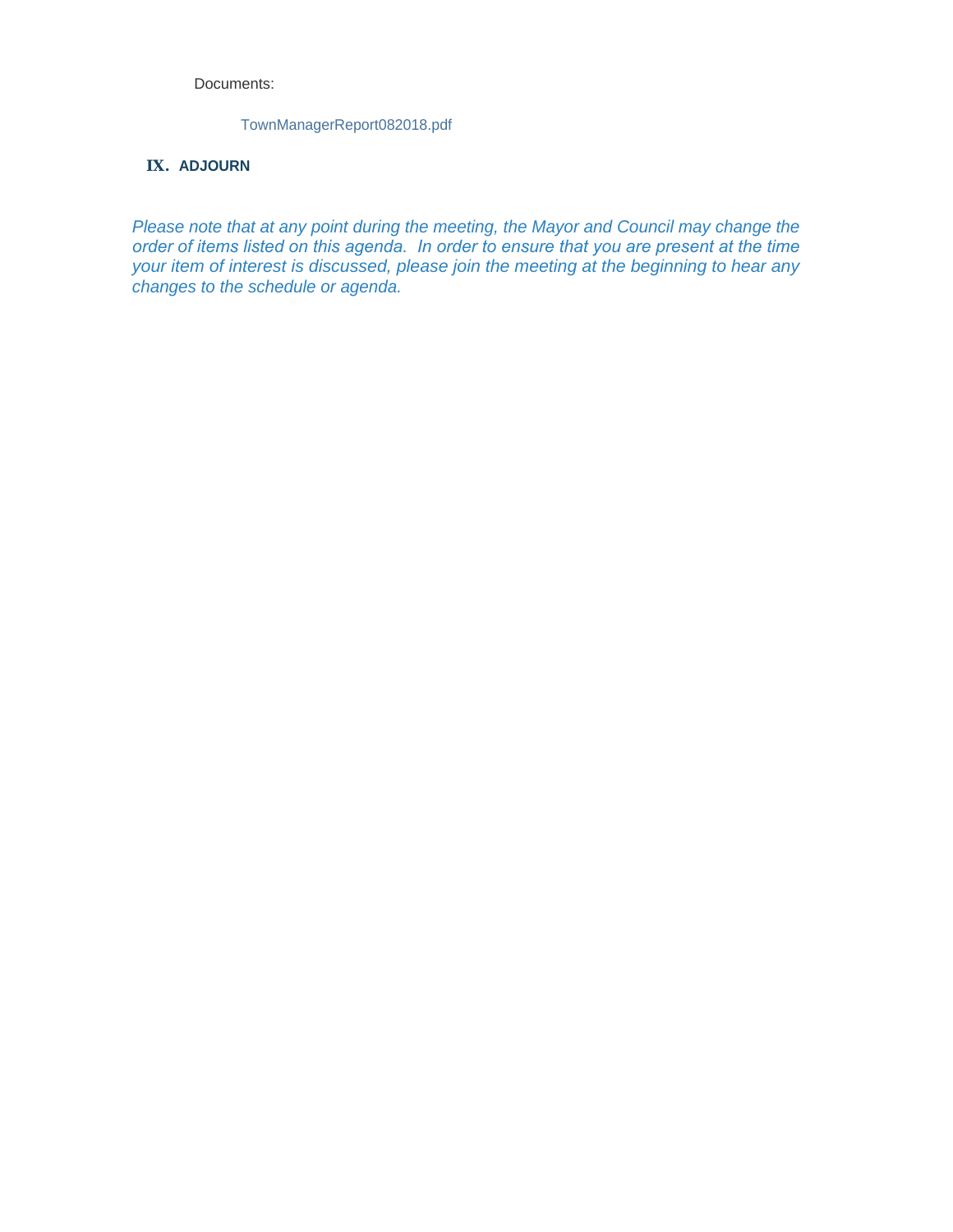Documents:

TownManagerReport082018.pdf

## IX. ADJOURN

*Please note that at any point during the meeting, the Mayor and Council may change the order of items listed on this agenda. In order to ensure that you are present at the time your item of interest is discussed, please join the meeting at the beginning to hear any changes to the schedule or agenda.*